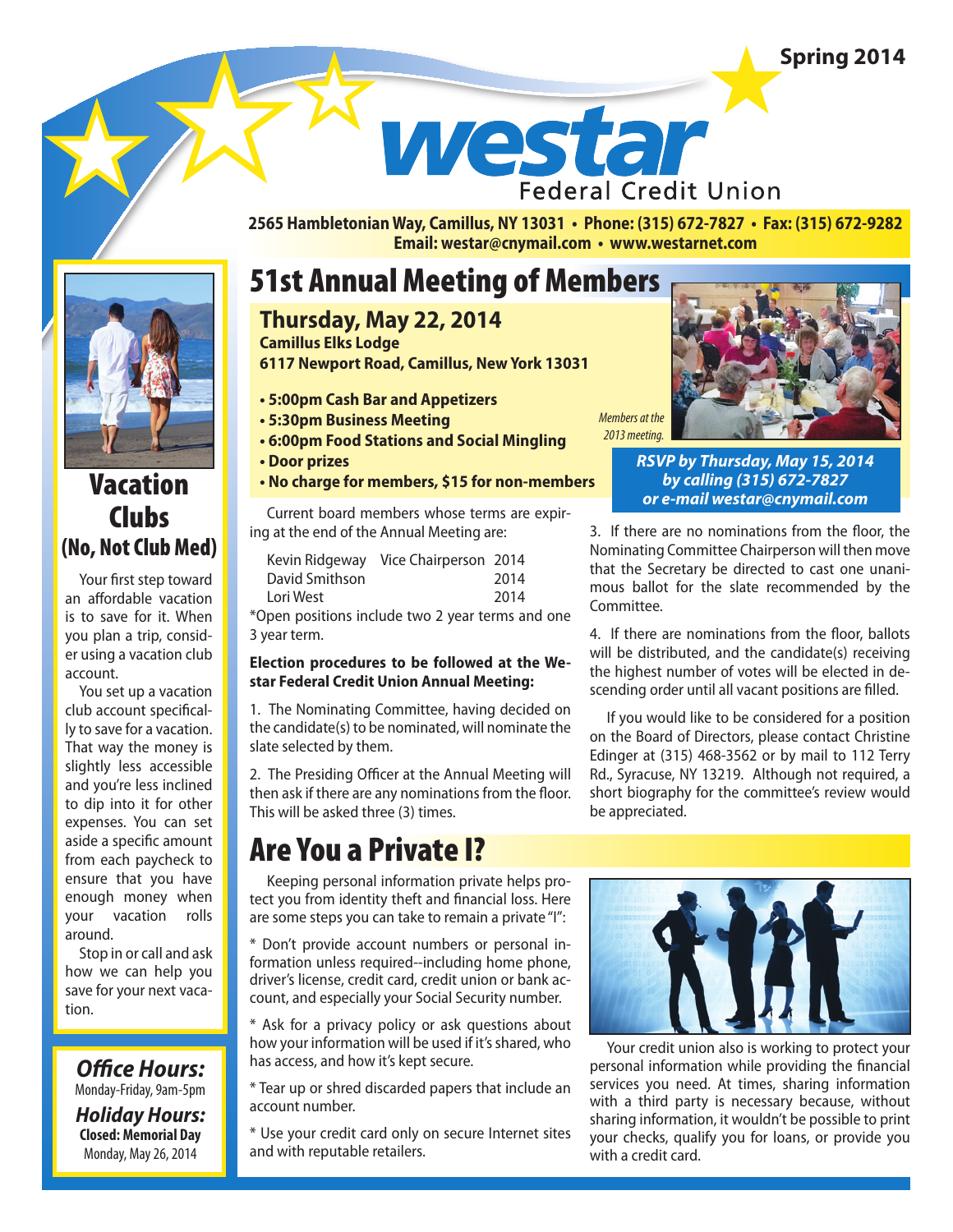Spring 2014

# westar Federal Credit Union

**2565 Hambletonian Way, Camillus, NY 13031 • Phone: (315) 672-7827 • Fax: (315) 672-9282**
**Email: westar@cnymail.com • www.westarnet.com**

# 51st Annual Meeting of Members

## Thursday, May 22, 2014

**Camillus Elks Lodge**
**6117 Newport Road, Camillus, New York 13031**

- **5:00pm Cash Bar and Appetizers**
- **5:30pm Business Meeting**
- **6:00pm Food Stations and Social Mingling**
- **Door prizes**
- **No charge for members, $15 for non-members**

*Members at the 2013 meeting.*

***RSVP by Thursday, May 15, 2014 by calling (315) 672-7827 or e-mail westar@cnymail.com***

Current board members whose terms are expiring at the end of the Annual Meeting are:

| | | |
|---|---|---|
| Kevin Ridgeway | Vice Chairperson | 2014 |
| David Smithson | | 2014 |
| Lori West | | 2014 |

*Open positions include two 2 year terms and one 3 year term.

**Election procedures to be followed at the Westar Federal Credit Union Annual Meeting:**

1. The Nominating Committee, having decided on the candidate(s) to be nominated, will nominate the slate selected by them.

2. The Presiding Officer at the Annual Meeting will then ask if there are any nominations from the floor. This will be asked three (3) times.

3. If there are no nominations from the floor, the Nominating Committee Chairperson will then move that the Secretary be directed to cast one unanimous ballot for the slate recommended by the Committee.

4. If there are nominations from the floor, ballots will be distributed, and the candidate(s) receiving the highest number of votes will be elected in descending order until all vacant positions are filled.

If you would like to be considered for a position on the Board of Directors, please contact Christine Edinger at (315) 468-3562 or by mail to 112 Terry Rd., Syracuse, NY 13219. Although not required, a short biography for the committee's review would be appreciated.

# Are You a Private I?

Keeping personal information private helps protect you from identity theft and financial loss. Here are some steps you can take to remain a private "I":

* Don't provide account numbers or personal information unless required--including home phone, driver's license, credit card, credit union or bank account, and especially your Social Security number.

* Ask for a privacy policy or ask questions about how your information will be used if it's shared, who has access, and how it's kept secure.

* Tear up or shred discarded papers that include an account number.

* Use your credit card only on secure Internet sites and with reputable retailers.

Your credit union also is working to protect your personal information while providing the financial services you need. At times, sharing information with a third party is necessary because, without sharing information, it wouldn't be possible to print your checks, qualify you for loans, or provide you with a credit card.

# Vacation Clubs (No, Not Club Med)

Your first step toward an affordable vacation is to save for it. When you plan a trip, consider using a vacation club account.

You set up a vacation club account specifically to save for a vacation. That way the money is slightly less accessible and you're less inclined to dip into it for other expenses. You can set aside a specific amount from each paycheck to ensure that you have enough money when your vacation rolls around.

Stop in or call and ask how we can help you save for your next vacation.

***Office Hours:***
Monday-Friday, 9am-5pm

***Holiday Hours:***
**Closed: Memorial Day**
Monday, May 26, 2014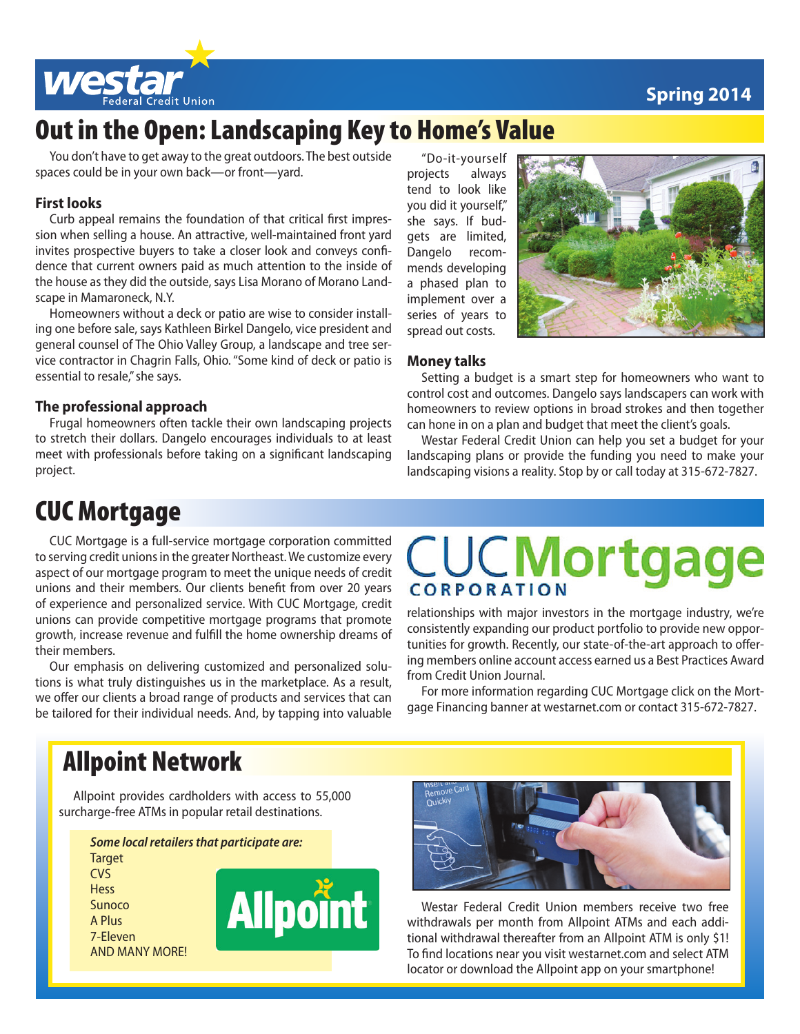# Out in the Open: Landscaping Key to Home's Value

You don't have to get away to the great outdoors. The best outside spaces could be in your own back—or front—yard.

### First looks

Curb appeal remains the foundation of that critical first impression when selling a house. An attractive, well-maintained front yard invites prospective buyers to take a closer look and conveys confidence that current owners paid as much attention to the inside of the house as they did the outside, says Lisa Morano of Morano Landscape in Mamaroneck, N.Y.

Homeowners without a deck or patio are wise to consider installing one before sale, says Kathleen Birkel Dangelo, vice president and general counsel of The Ohio Valley Group, a landscape and tree service contractor in Chagrin Falls, Ohio. "Some kind of deck or patio is essential to resale," she says.

### The professional approach

Frugal homeowners often tackle their own landscaping projects to stretch their dollars. Dangelo encourages individuals to at least meet with professionals before taking on a significant landscaping project.

"Do-it-yourself projects always tend to look like you did it yourself," she says. If budgets are limited, Dangelo recommends developing a phased plan to implement over a series of years to spread out costs.

### Money talks

Setting a budget is a smart step for homeowners who want to control cost and outcomes. Dangelo says landscapers can work with homeowners to review options in broad strokes and then together can hone in on a plan and budget that meet the client's goals.

Westar Federal Credit Union can help you set a budget for your landscaping plans or provide the funding you need to make your landscaping visions a reality. Stop by or call today at 315-672-7827.

# CUC Mortgage

CUC Mortgage is a full-service mortgage corporation committed to serving credit unions in the greater Northeast. We customize every aspect of our mortgage program to meet the unique needs of credit unions and their members. Our clients benefit from over 20 years of experience and personalized service. With CUC Mortgage, credit unions can provide competitive mortgage programs that promote growth, increase revenue and fulfill the home ownership dreams of their members.

Our emphasis on delivering customized and personalized solutions is what truly distinguishes us in the marketplace. As a result, we offer our clients a broad range of products and services that can be tailored for their individual needs. And, by tapping into valuable relationships with major investors in the mortgage industry, we're consistently expanding our product portfolio to provide new opportunities for growth. Recently, our state-of-the-art approach to offering members online account access earned us a Best Practices Award from Credit Union Journal.

For more information regarding CUC Mortgage click on the Mortgage Financing banner at westarnet.com or contact 315-672-7827.

# Allpoint Network

Allpoint provides cardholders with access to 55,000 surcharge-free ATMs in popular retail destinations.

***Some local retailers that participate are:***

Target
CVS
Hess
Sunoco
A Plus
7-Eleven
AND MANY MORE!

Westar Federal Credit Union members receive two free withdrawals per month from Allpoint ATMs and each additional withdrawal thereafter from an Allpoint ATM is only $1! To find locations near you visit westarnet.com and select ATM locator or download the Allpoint app on your smartphone!